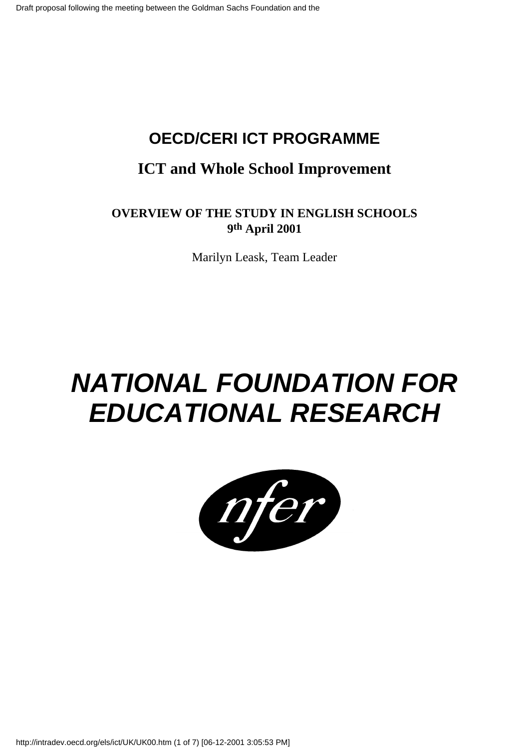# OECD/CERI ICT PROGRAMME

## ICT and Whole School Improvement

**OVERVIEW OF THE STUDY IN ENGLISH SCHOOLS**
**9th April 2001**

Marilyn Leask, Team Leader

# *NATIONAL FOUNDATION FOR EDUCATIONAL RESEARCH*

*nfer*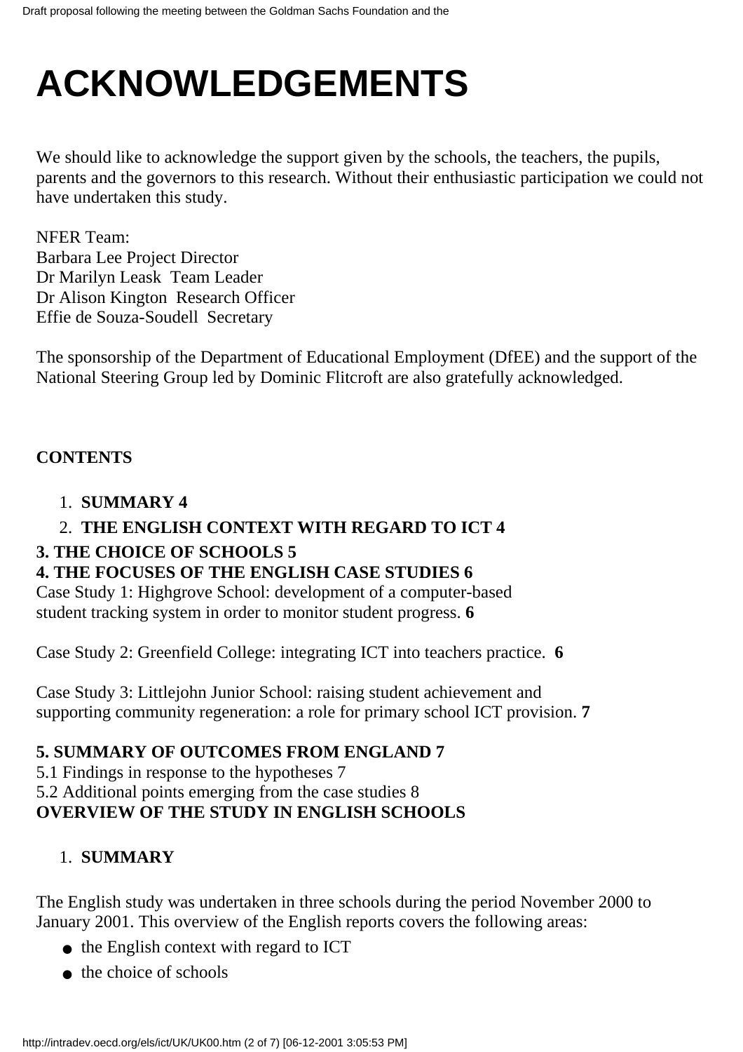# ACKNOWLEDGEMENTS

We should like to acknowledge the support given by the schools, the teachers, the pupils, parents and the governors to this research. Without their enthusiastic participation we could not have undertaken this study.

NFER Team:
Barbara Lee Project Director
Dr Marilyn Leask Team Leader
Dr Alison Kington Research Officer
Effie de Souza-Soudell Secretary

The sponsorship of the Department of Educational Employment (DfEE) and the support of the National Steering Group led by Dominic Flitcroft are also gratefully acknowledged.

**CONTENTS**

1. **SUMMARY 4**
2. **THE ENGLISH CONTEXT WITH REGARD TO ICT 4**

**3. THE CHOICE OF SCHOOLS 5**
**4. THE FOCUSES OF THE ENGLISH CASE STUDIES 6**
Case Study 1: Highgrove School: development of a computer-based student tracking system in order to monitor student progress. **6**

Case Study 2: Greenfield College: integrating ICT into teachers practice. **6**

Case Study 3: Littlejohn Junior School: raising student achievement and supporting community regeneration: a role for primary school ICT provision. **7**

**5. SUMMARY OF OUTCOMES FROM ENGLAND 7**
5.1 Findings in response to the hypotheses 7
5.2 Additional points emerging from the case studies 8
**OVERVIEW OF THE STUDY IN ENGLISH SCHOOLS**

1. **SUMMARY**

The English study was undertaken in three schools during the period November 2000 to January 2001. This overview of the English reports covers the following areas:

- the English context with regard to ICT
- the choice of schools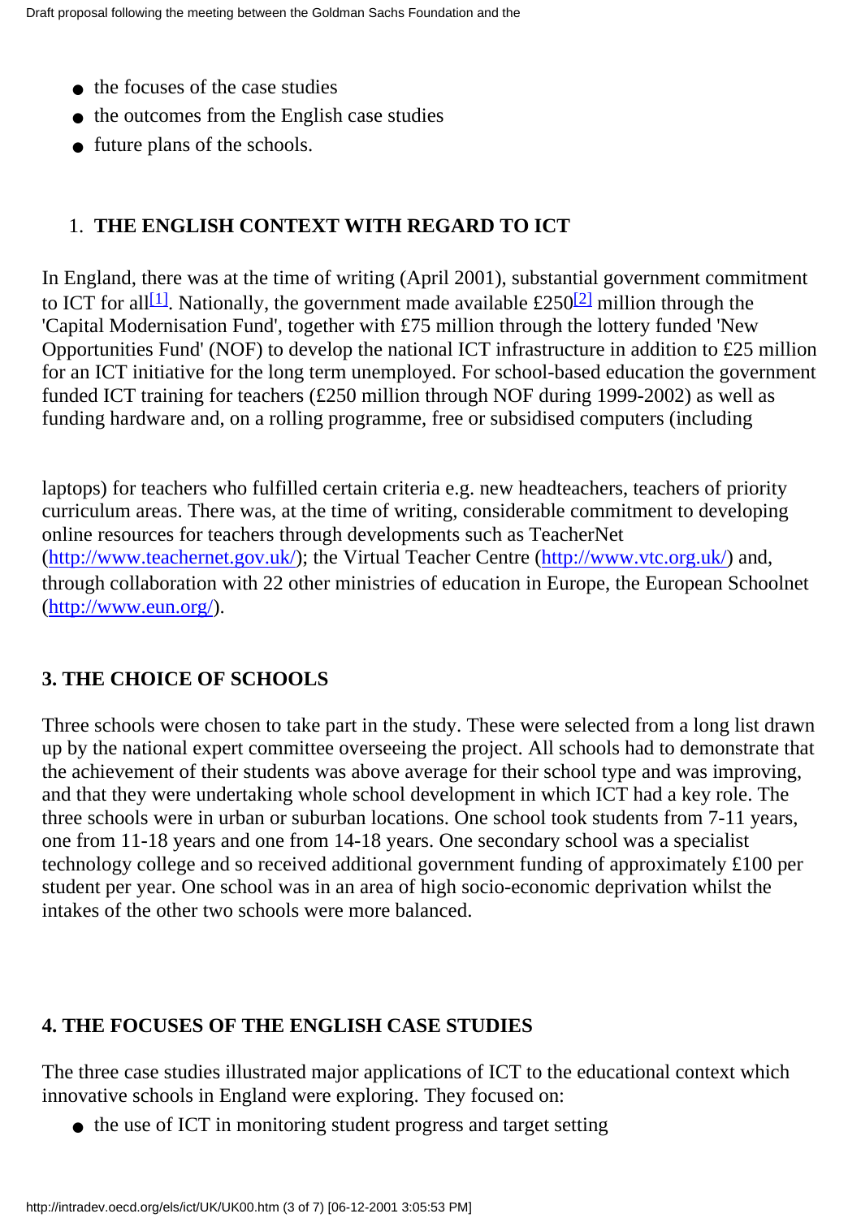- the focuses of the case studies
- the outcomes from the English case studies
- future plans of the schools.

1. **THE ENGLISH CONTEXT WITH REGARD TO ICT**

In England, there was at the time of writing (April 2001), substantial government commitment to ICT for all[1]. Nationally, the government made available £250[2] million through the 'Capital Modernisation Fund', together with £75 million through the lottery funded 'New Opportunities Fund' (NOF) to develop the national ICT infrastructure in addition to £25 million for an ICT initiative for the long term unemployed. For school-based education the government funded ICT training for teachers (£250 million through NOF during 1999-2002) as well as funding hardware and, on a rolling programme, free or subsidised computers (including laptops) for teachers who fulfilled certain criteria e.g. new headteachers, teachers of priority curriculum areas. There was, at the time of writing, considerable commitment to developing online resources for teachers through developments such as TeacherNet (http://www.teachernet.gov.uk/); the Virtual Teacher Centre (http://www.vtc.org.uk/) and, through collaboration with 22 other ministries of education in Europe, the European Schoolnet (http://www.eun.org/).

## 3. THE CHOICE OF SCHOOLS

Three schools were chosen to take part in the study. These were selected from a long list drawn up by the national expert committee overseeing the project. All schools had to demonstrate that the achievement of their students was above average for their school type and was improving, and that they were undertaking whole school development in which ICT had a key role. The three schools were in urban or suburban locations. One school took students from 7-11 years, one from 11-18 years and one from 14-18 years. One secondary school was a specialist technology college and so received additional government funding of approximately £100 per student per year. One school was in an area of high socio-economic deprivation whilst the intakes of the other two schools were more balanced.

## 4. THE FOCUSES OF THE ENGLISH CASE STUDIES

The three case studies illustrated major applications of ICT to the educational context which innovative schools in England were exploring. They focused on:

- the use of ICT in monitoring student progress and target setting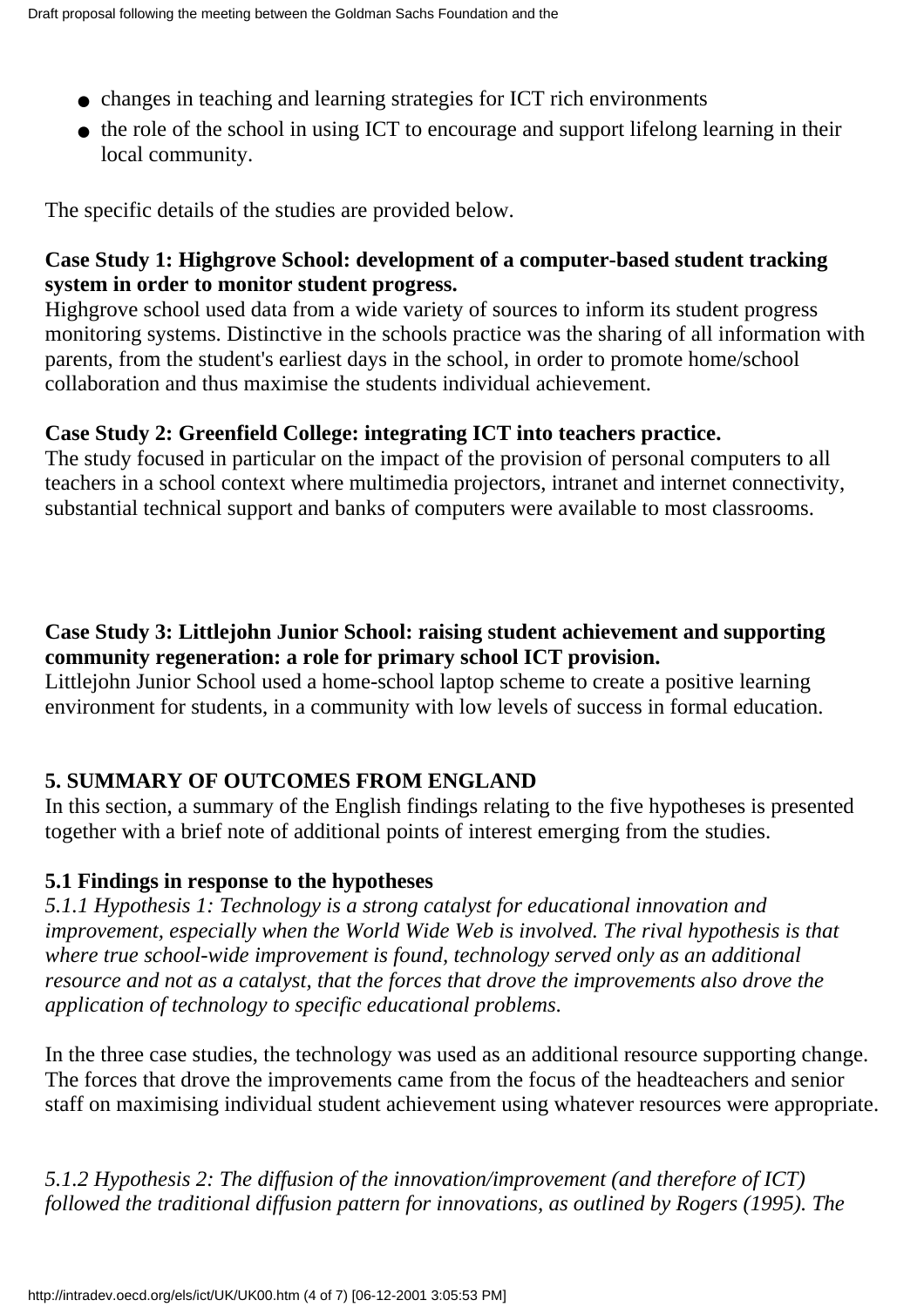- changes in teaching and learning strategies for ICT rich environments
- the role of the school in using ICT to encourage and support lifelong learning in their local community.

The specific details of the studies are provided below.

**Case Study 1: Highgrove School: development of a computer-based student tracking system in order to monitor student progress.**
Highgrove school used data from a wide variety of sources to inform its student progress monitoring systems. Distinctive in the schools practice was the sharing of all information with parents, from the student's earliest days in the school, in order to promote home/school collaboration and thus maximise the students individual achievement.

**Case Study 2: Greenfield College: integrating ICT into teachers practice.**
The study focused in particular on the impact of the provision of personal computers to all teachers in a school context where multimedia projectors, intranet and internet connectivity, substantial technical support and banks of computers were available to most classrooms.

**Case Study 3: Littlejohn Junior School: raising student achievement and supporting community regeneration: a role for primary school ICT provision.**
Littlejohn Junior School used a home-school laptop scheme to create a positive learning environment for students, in a community with low levels of success in formal education.

## 5. SUMMARY OF OUTCOMES FROM ENGLAND

In this section, a summary of the English findings relating to the five hypotheses is presented together with a brief note of additional points of interest emerging from the studies.

### 5.1 Findings in response to the hypotheses

*5.1.1 Hypothesis 1: Technology is a strong catalyst for educational innovation and improvement, especially when the World Wide Web is involved. The rival hypothesis is that where true school-wide improvement is found, technology served only as an additional resource and not as a catalyst, that the forces that drove the improvements also drove the application of technology to specific educational problems.*

In the three case studies, the technology was used as an additional resource supporting change. The forces that drove the improvements came from the focus of the headteachers and senior staff on maximising individual student achievement using whatever resources were appropriate.

*5.1.2 Hypothesis 2: The diffusion of the innovation/improvement (and therefore of ICT) followed the traditional diffusion pattern for innovations, as outlined by Rogers (1995). The*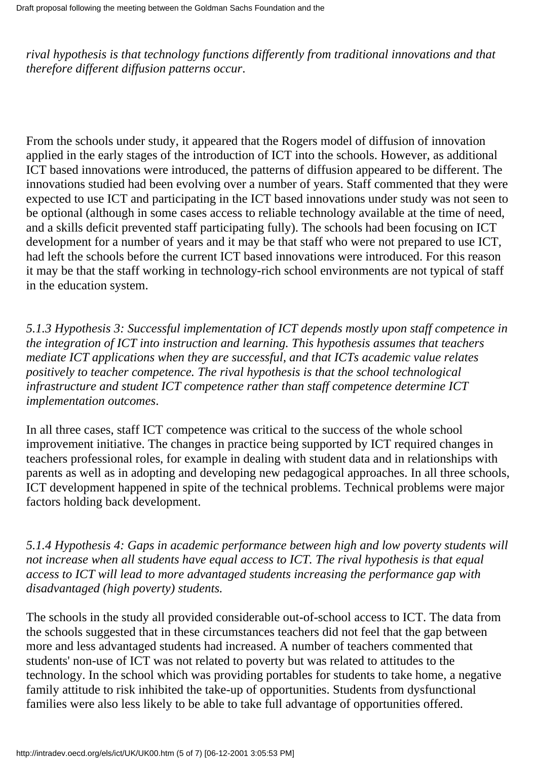*rival hypothesis is that technology functions differently from traditional innovations and that therefore different diffusion patterns occur.*

From the schools under study, it appeared that the Rogers model of diffusion of innovation applied in the early stages of the introduction of ICT into the schools. However, as additional ICT based innovations were introduced, the patterns of diffusion appeared to be different. The innovations studied had been evolving over a number of years. Staff commented that they were expected to use ICT and participating in the ICT based innovations under study was not seen to be optional (although in some cases access to reliable technology available at the time of need, and a skills deficit prevented staff participating fully). The schools had been focusing on ICT development for a number of years and it may be that staff who were not prepared to use ICT, had left the schools before the current ICT based innovations were introduced. For this reason it may be that the staff working in technology-rich school environments are not typical of staff in the education system.

*5.1.3 Hypothesis 3: Successful implementation of ICT depends mostly upon staff competence in the integration of ICT into instruction and learning. This hypothesis assumes that teachers mediate ICT applications when they are successful, and that ICTs academic value relates positively to teacher competence. The rival hypothesis is that the school technological infrastructure and student ICT competence rather than staff competence determine ICT implementation outcomes.*

In all three cases, staff ICT competence was critical to the success of the whole school improvement initiative. The changes in practice being supported by ICT required changes in teachers professional roles, for example in dealing with student data and in relationships with parents as well as in adopting and developing new pedagogical approaches. In all three schools, ICT development happened in spite of the technical problems. Technical problems were major factors holding back development.

*5.1.4 Hypothesis 4: Gaps in academic performance between high and low poverty students will not increase when all students have equal access to ICT. The rival hypothesis is that equal access to ICT will lead to more advantaged students increasing the performance gap with disadvantaged (high poverty) students.*

The schools in the study all provided considerable out-of-school access to ICT. The data from the schools suggested that in these circumstances teachers did not feel that the gap between more and less advantaged students had increased. A number of teachers commented that students' non-use of ICT was not related to poverty but was related to attitudes to the technology. In the school which was providing portables for students to take home, a negative family attitude to risk inhibited the take-up of opportunities. Students from dysfunctional families were also less likely to be able to take full advantage of opportunities offered.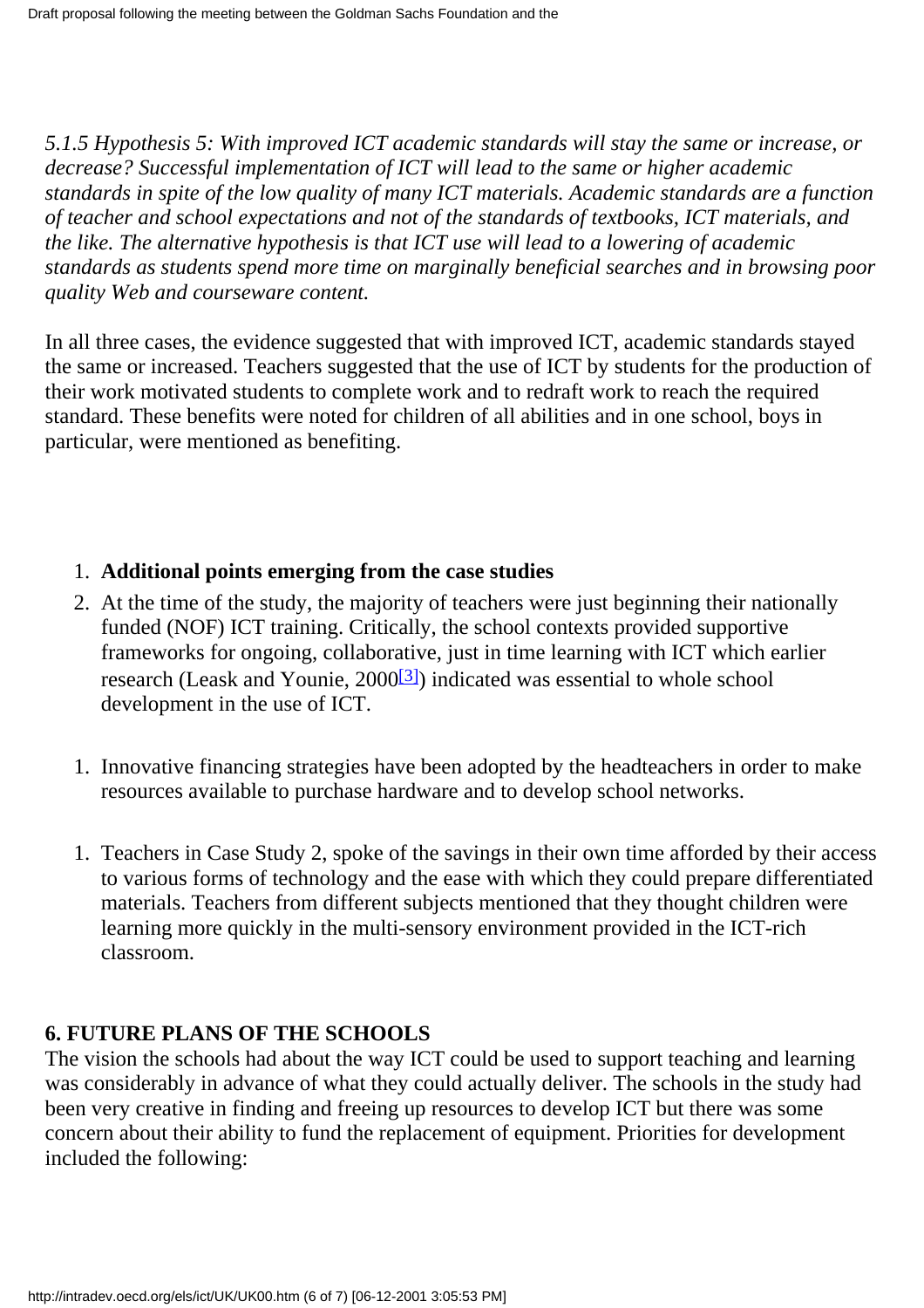*5.1.5 Hypothesis 5: With improved ICT academic standards will stay the same or increase, or decrease? Successful implementation of ICT will lead to the same or higher academic standards in spite of the low quality of many ICT materials. Academic standards are a function of teacher and school expectations and not of the standards of textbooks, ICT materials, and the like. The alternative hypothesis is that ICT use will lead to a lowering of academic standards as students spend more time on marginally beneficial searches and in browsing poor quality Web and courseware content.*

In all three cases, the evidence suggested that with improved ICT, academic standards stayed the same or increased. Teachers suggested that the use of ICT by students for the production of their work motivated students to complete work and to redraft work to reach the required standard. These benefits were noted for children of all abilities and in one school, boys in particular, were mentioned as benefiting.

1. **Additional points emerging from the case studies**
2. At the time of the study, the majority of teachers were just beginning their nationally funded (NOF) ICT training. Critically, the school contexts provided supportive frameworks for ongoing, collaborative, just in time learning with ICT which earlier research (Leask and Younie, 2000[3]) indicated was essential to whole school development in the use of ICT.

1. Innovative financing strategies have been adopted by the headteachers in order to make resources available to purchase hardware and to develop school networks.

1. Teachers in Case Study 2, spoke of the savings in their own time afforded by their access to various forms of technology and the ease with which they could prepare differentiated materials. Teachers from different subjects mentioned that they thought children were learning more quickly in the multi-sensory environment provided in the ICT-rich classroom.

**6. FUTURE PLANS OF THE SCHOOLS**

The vision the schools had about the way ICT could be used to support teaching and learning was considerably in advance of what they could actually deliver. The schools in the study had been very creative in finding and freeing up resources to develop ICT but there was some concern about their ability to fund the replacement of equipment. Priorities for development included the following: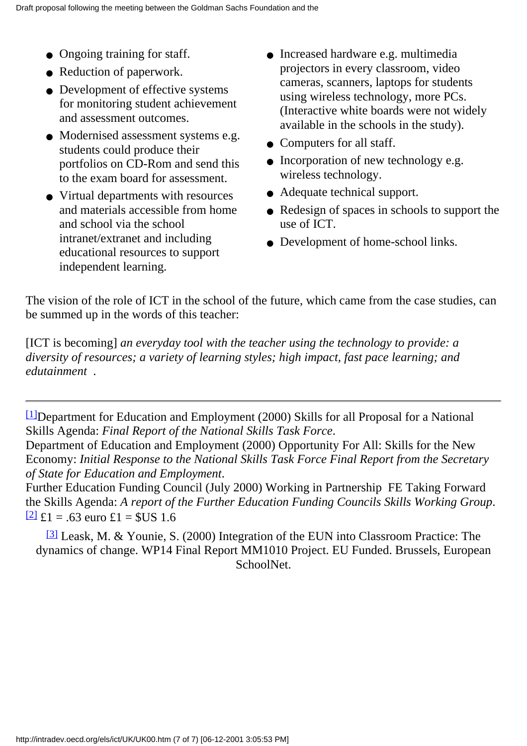- Ongoing training for staff.
- Reduction of paperwork.
- Development of effective systems for monitoring student achievement and assessment outcomes.
- Modernised assessment systems e.g. students could produce their portfolios on CD-Rom and send this to the exam board for assessment.
- Virtual departments with resources and materials accessible from home and school via the school intranet/extranet and including educational resources to support independent learning.
- Increased hardware e.g. multimedia projectors in every classroom, video cameras, scanners, laptops for students using wireless technology, more PCs. (Interactive white boards were not widely available in the schools in the study).
- Computers for all staff.
- Incorporation of new technology e.g. wireless technology.
- Adequate technical support.
- Redesign of spaces in schools to support the use of ICT.
- Development of home-school links.

The vision of the role of ICT in the school of the future, which came from the case studies, can be summed up in the words of this teacher:

[ICT is becoming] *an everyday tool with the teacher using the technology to provide: a diversity of resources; a variety of learning styles; high impact, fast pace learning; and edutainment* .

---

[1]Department for Education and Employment (2000) Skills for all Proposal for a National Skills Agenda: *Final Report of the National Skills Task Force*.
Department of Education and Employment (2000) Opportunity For All: Skills for the New Economy: *Initial Response to the National Skills Task Force Final Report from the Secretary of State for Education and Employment*.
Further Education Funding Council (July 2000) Working in Partnership FE Taking Forward the Skills Agenda: *A report of the Further Education Funding Councils Skills Working Group*.
[2] £1 = .63 euro £1 = $US 1.6

[3] Leask, M. & Younie, S. (2000) Integration of the EUN into Classroom Practice: The dynamics of change. WP14 Final Report MM1010 Project. EU Funded. Brussels, European SchoolNet.